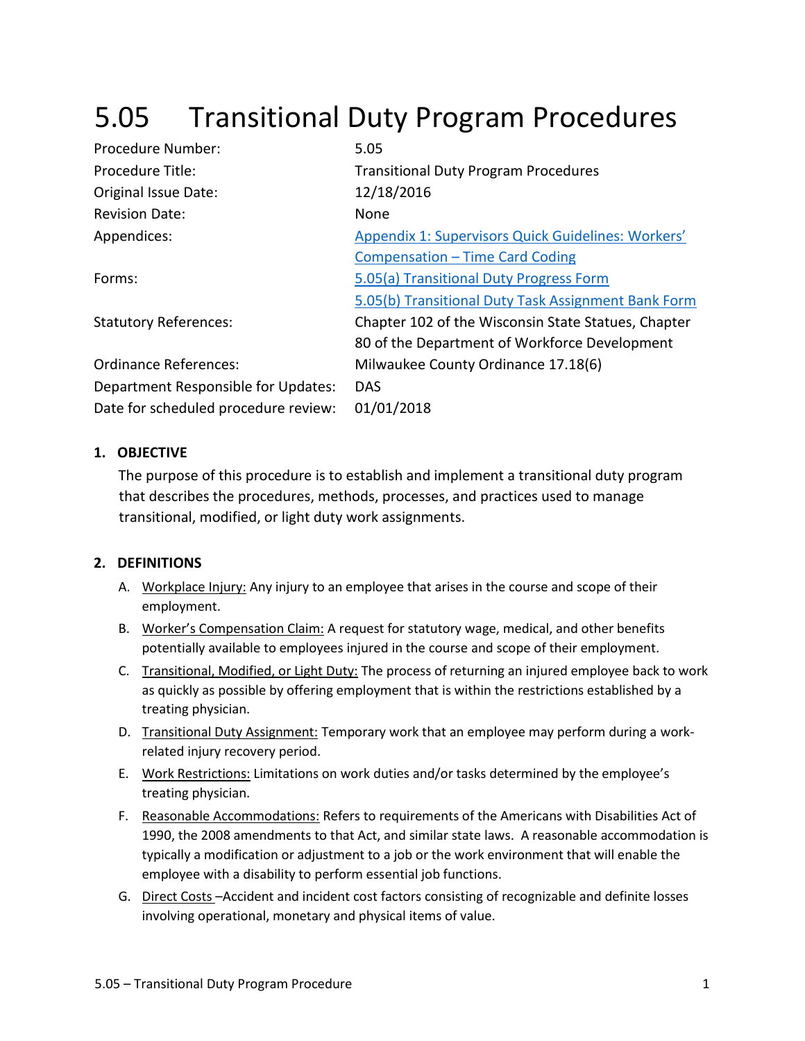# 5.05 Transitional Duty Program Procedures

| | |
|---|---|
| Procedure Number: | 5.05 |
| Procedure Title: | Transitional Duty Program Procedures |
| Original Issue Date: | 12/18/2016 |
| Revision Date: | None |
| Appendices: | Appendix 1: Supervisors Quick Guidelines: Workers' Compensation – Time Card Coding |
| Forms: | 5.05(a) Transitional Duty Progress Form<br>5.05(b) Transitional Duty Task Assignment Bank Form |
| Statutory References: | Chapter 102 of the Wisconsin State Statues, Chapter 80 of the Department of Workforce Development |
| Ordinance References: | Milwaukee County Ordinance 17.18(6) |
| Department Responsible for Updates: | DAS |
| Date for scheduled procedure review: | 01/01/2018 |

## 1. OBJECTIVE

The purpose of this procedure is to establish and implement a transitional duty program that describes the procedures, methods, processes, and practices used to manage transitional, modified, or light duty work assignments.

## 2. DEFINITIONS

A. Workplace Injury: Any injury to an employee that arises in the course and scope of their employment.

B. Worker's Compensation Claim: A request for statutory wage, medical, and other benefits potentially available to employees injured in the course and scope of their employment.

C. Transitional, Modified, or Light Duty: The process of returning an injured employee back to work as quickly as possible by offering employment that is within the restrictions established by a treating physician.

D. Transitional Duty Assignment: Temporary work that an employee may perform during a work-related injury recovery period.

E. Work Restrictions: Limitations on work duties and/or tasks determined by the employee's treating physician.

F. Reasonable Accommodations: Refers to requirements of the Americans with Disabilities Act of 1990, the 2008 amendments to that Act, and similar state laws. A reasonable accommodation is typically a modification or adjustment to a job or the work environment that will enable the employee with a disability to perform essential job functions.

G. Direct Costs –Accident and incident cost factors consisting of recognizable and definite losses involving operational, monetary and physical items of value.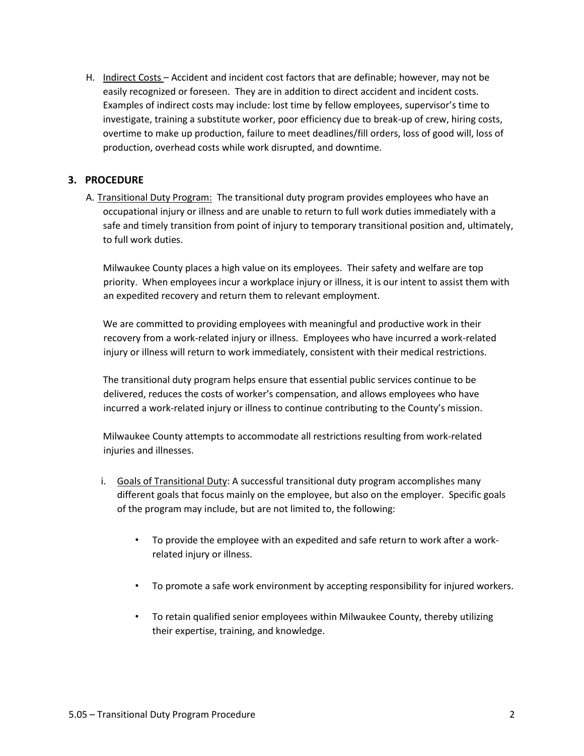H. Indirect Costs – Accident and incident cost factors that are definable; however, may not be easily recognized or foreseen. They are in addition to direct accident and incident costs. Examples of indirect costs may include: lost time by fellow employees, supervisor's time to investigate, training a substitute worker, poor efficiency due to break-up of crew, hiring costs, overtime to make up production, failure to meet deadlines/fill orders, loss of good will, loss of production, overhead costs while work disrupted, and downtime.

## 3. PROCEDURE

A. Transitional Duty Program: The transitional duty program provides employees who have an occupational injury or illness and are unable to return to full work duties immediately with a safe and timely transition from point of injury to temporary transitional position and, ultimately, to full work duties.

Milwaukee County places a high value on its employees. Their safety and welfare are top priority. When employees incur a workplace injury or illness, it is our intent to assist them with an expedited recovery and return them to relevant employment.

We are committed to providing employees with meaningful and productive work in their recovery from a work-related injury or illness. Employees who have incurred a work-related injury or illness will return to work immediately, consistent with their medical restrictions.

The transitional duty program helps ensure that essential public services continue to be delivered, reduces the costs of worker's compensation, and allows employees who have incurred a work-related injury or illness to continue contributing to the County's mission.

Milwaukee County attempts to accommodate all restrictions resulting from work-related injuries and illnesses.

i. Goals of Transitional Duty: A successful transitional duty program accomplishes many different goals that focus mainly on the employee, but also on the employer. Specific goals of the program may include, but are not limited to, the following:

- To provide the employee with an expedited and safe return to work after a work-related injury or illness.
- To promote a safe work environment by accepting responsibility for injured workers.
- To retain qualified senior employees within Milwaukee County, thereby utilizing their expertise, training, and knowledge.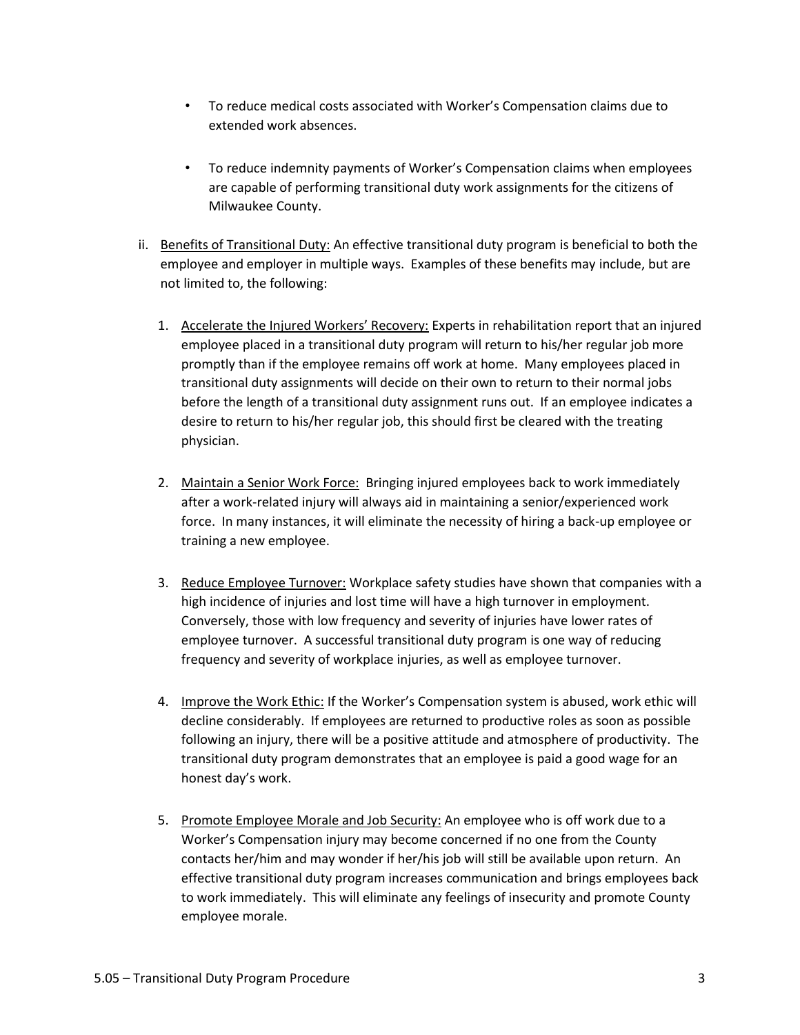- To reduce medical costs associated with Worker's Compensation claims due to extended work absences.

- To reduce indemnity payments of Worker's Compensation claims when employees are capable of performing transitional duty work assignments for the citizens of Milwaukee County.

ii. Benefits of Transitional Duty: An effective transitional duty program is beneficial to both the employee and employer in multiple ways. Examples of these benefits may include, but are not limited to, the following:

   1. Accelerate the Injured Workers' Recovery: Experts in rehabilitation report that an injured employee placed in a transitional duty program will return to his/her regular job more promptly than if the employee remains off work at home. Many employees placed in transitional duty assignments will decide on their own to return to their normal jobs before the length of a transitional duty assignment runs out. If an employee indicates a desire to return to his/her regular job, this should first be cleared with the treating physician.

   2. Maintain a Senior Work Force: Bringing injured employees back to work immediately after a work-related injury will always aid in maintaining a senior/experienced work force. In many instances, it will eliminate the necessity of hiring a back-up employee or training a new employee.

   3. Reduce Employee Turnover: Workplace safety studies have shown that companies with a high incidence of injuries and lost time will have a high turnover in employment. Conversely, those with low frequency and severity of injuries have lower rates of employee turnover. A successful transitional duty program is one way of reducing frequency and severity of workplace injuries, as well as employee turnover.

   4. Improve the Work Ethic: If the Worker's Compensation system is abused, work ethic will decline considerably. If employees are returned to productive roles as soon as possible following an injury, there will be a positive attitude and atmosphere of productivity. The transitional duty program demonstrates that an employee is paid a good wage for an honest day's work.

   5. Promote Employee Morale and Job Security: An employee who is off work due to a Worker's Compensation injury may become concerned if no one from the County contacts her/him and may wonder if her/his job will still be available upon return. An effective transitional duty program increases communication and brings employees back to work immediately. This will eliminate any feelings of insecurity and promote County employee morale.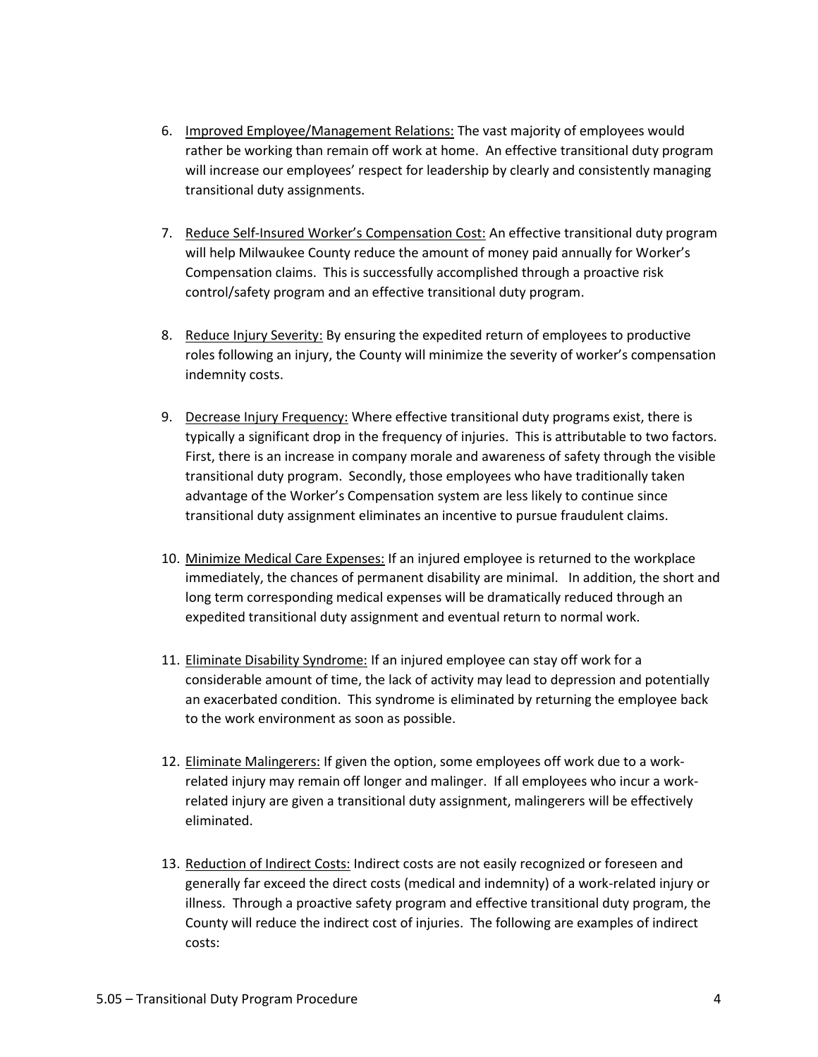6. Improved Employee/Management Relations: The vast majority of employees would rather be working than remain off work at home. An effective transitional duty program will increase our employees' respect for leadership by clearly and consistently managing transitional duty assignments.

7. Reduce Self-Insured Worker's Compensation Cost: An effective transitional duty program will help Milwaukee County reduce the amount of money paid annually for Worker's Compensation claims. This is successfully accomplished through a proactive risk control/safety program and an effective transitional duty program.

8. Reduce Injury Severity: By ensuring the expedited return of employees to productive roles following an injury, the County will minimize the severity of worker's compensation indemnity costs.

9. Decrease Injury Frequency: Where effective transitional duty programs exist, there is typically a significant drop in the frequency of injuries. This is attributable to two factors. First, there is an increase in company morale and awareness of safety through the visible transitional duty program. Secondly, those employees who have traditionally taken advantage of the Worker's Compensation system are less likely to continue since transitional duty assignment eliminates an incentive to pursue fraudulent claims.

10. Minimize Medical Care Expenses: If an injured employee is returned to the workplace immediately, the chances of permanent disability are minimal. In addition, the short and long term corresponding medical expenses will be dramatically reduced through an expedited transitional duty assignment and eventual return to normal work.

11. Eliminate Disability Syndrome: If an injured employee can stay off work for a considerable amount of time, the lack of activity may lead to depression and potentially an exacerbated condition. This syndrome is eliminated by returning the employee back to the work environment as soon as possible.

12. Eliminate Malingerers: If given the option, some employees off work due to a work-related injury may remain off longer and malinger. If all employees who incur a work-related injury are given a transitional duty assignment, malingerers will be effectively eliminated.

13. Reduction of Indirect Costs: Indirect costs are not easily recognized or foreseen and generally far exceed the direct costs (medical and indemnity) of a work-related injury or illness. Through a proactive safety program and effective transitional duty program, the County will reduce the indirect cost of injuries. The following are examples of indirect costs: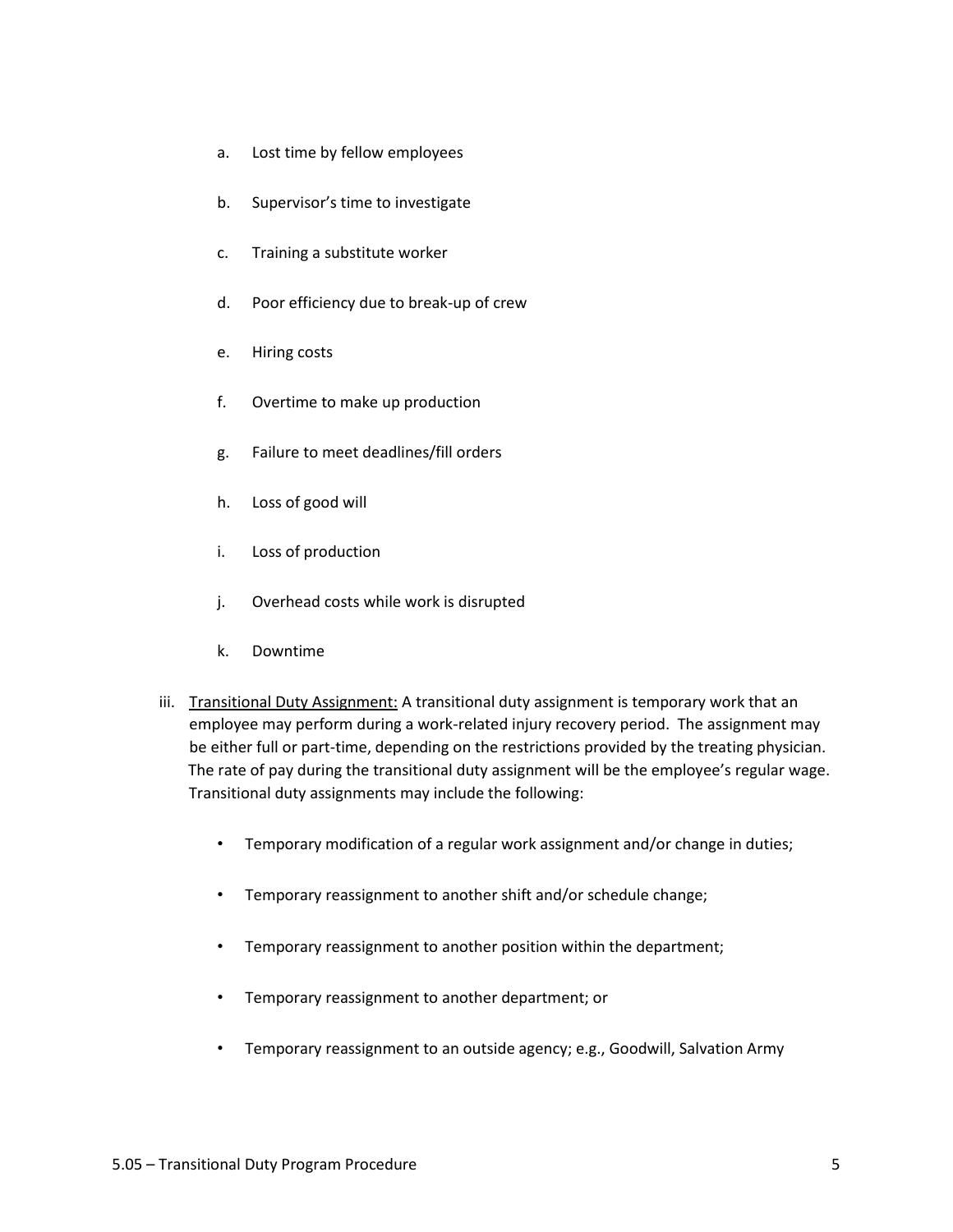a. Lost time by fellow employees

b. Supervisor's time to investigate

c. Training a substitute worker

d. Poor efficiency due to break-up of crew

e. Hiring costs

f. Overtime to make up production

g. Failure to meet deadlines/fill orders

h. Loss of good will

i. Loss of production

j. Overhead costs while work is disrupted

k. Downtime

iii. <u>Transitional Duty Assignment:</u> A transitional duty assignment is temporary work that an employee may perform during a work-related injury recovery period. The assignment may be either full or part-time, depending on the restrictions provided by the treating physician. The rate of pay during the transitional duty assignment will be the employee's regular wage. Transitional duty assignments may include the following:

- Temporary modification of a regular work assignment and/or change in duties;
- Temporary reassignment to another shift and/or schedule change;
- Temporary reassignment to another position within the department;
- Temporary reassignment to another department; or
- Temporary reassignment to an outside agency; e.g., Goodwill, Salvation Army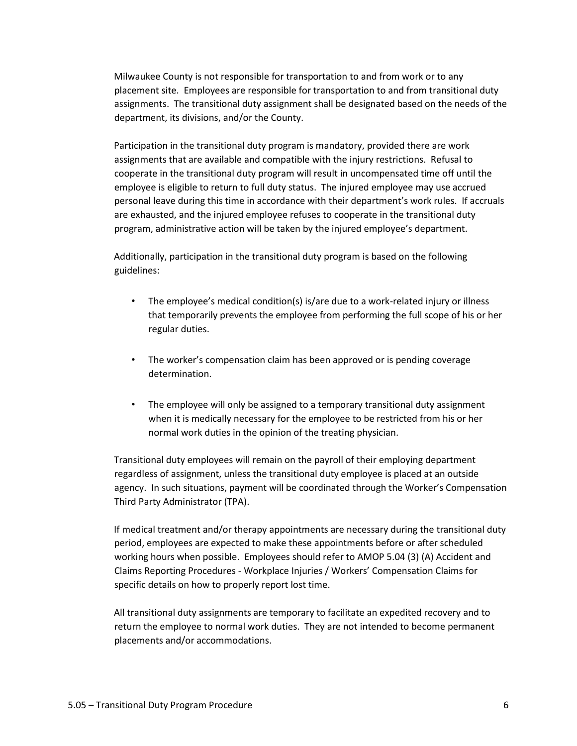Milwaukee County is not responsible for transportation to and from work or to any placement site. Employees are responsible for transportation to and from transitional duty assignments. The transitional duty assignment shall be designated based on the needs of the department, its divisions, and/or the County.

Participation in the transitional duty program is mandatory, provided there are work assignments that are available and compatible with the injury restrictions. Refusal to cooperate in the transitional duty program will result in uncompensated time off until the employee is eligible to return to full duty status. The injured employee may use accrued personal leave during this time in accordance with their department's work rules. If accruals are exhausted, and the injured employee refuses to cooperate in the transitional duty program, administrative action will be taken by the injured employee's department.

Additionally, participation in the transitional duty program is based on the following guidelines:

- The employee's medical condition(s) is/are due to a work-related injury or illness that temporarily prevents the employee from performing the full scope of his or her regular duties.
- The worker's compensation claim has been approved or is pending coverage determination.
- The employee will only be assigned to a temporary transitional duty assignment when it is medically necessary for the employee to be restricted from his or her normal work duties in the opinion of the treating physician.

Transitional duty employees will remain on the payroll of their employing department regardless of assignment, unless the transitional duty employee is placed at an outside agency. In such situations, payment will be coordinated through the Worker's Compensation Third Party Administrator (TPA).

If medical treatment and/or therapy appointments are necessary during the transitional duty period, employees are expected to make these appointments before or after scheduled working hours when possible. Employees should refer to AMOP 5.04 (3) (A) Accident and Claims Reporting Procedures - Workplace Injuries / Workers' Compensation Claims for specific details on how to properly report lost time.

All transitional duty assignments are temporary to facilitate an expedited recovery and to return the employee to normal work duties. They are not intended to become permanent placements and/or accommodations.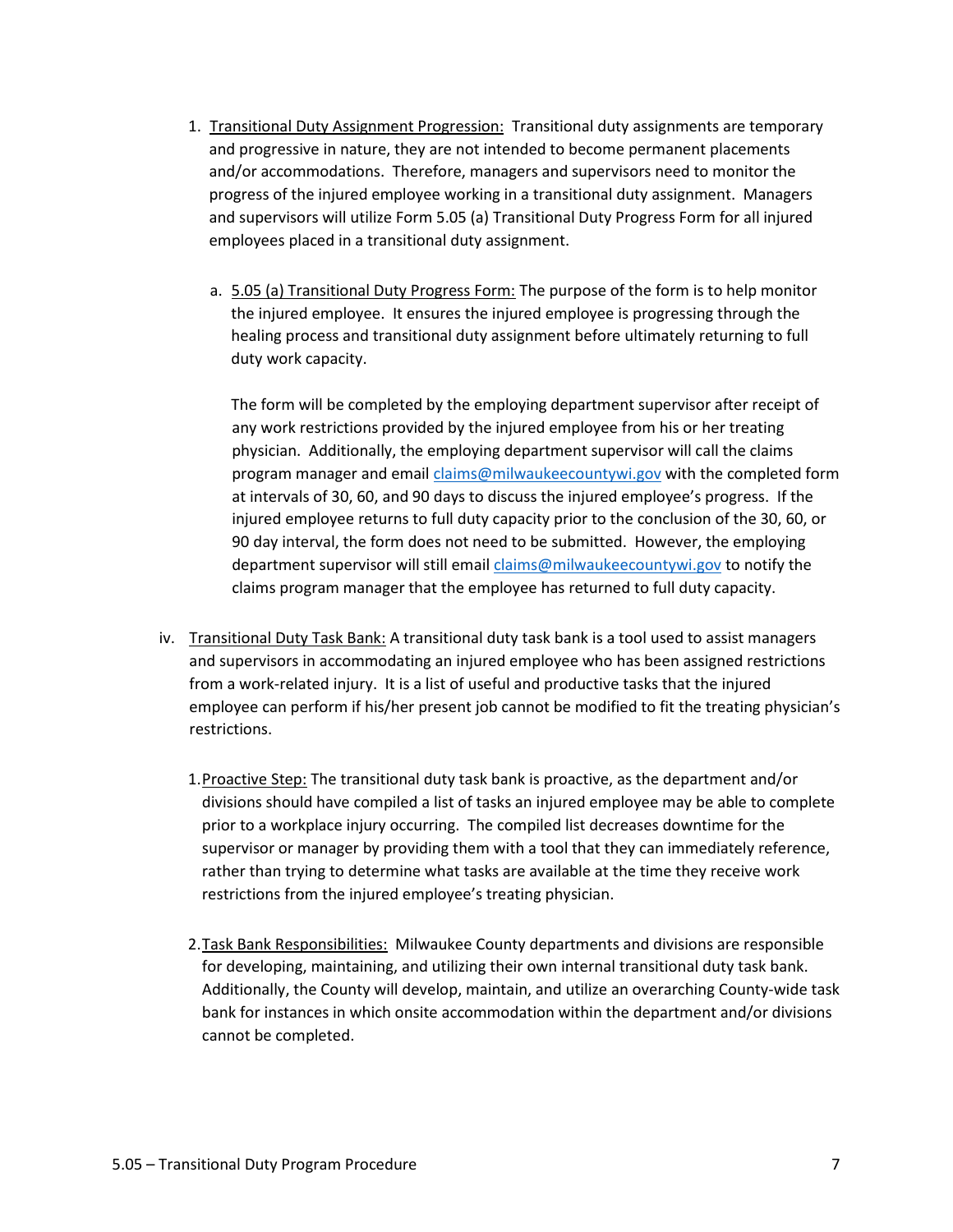1. <u>Transitional Duty Assignment Progression:</u> Transitional duty assignments are temporary and progressive in nature, they are not intended to become permanent placements and/or accommodations. Therefore, managers and supervisors need to monitor the progress of the injured employee working in a transitional duty assignment. Managers and supervisors will utilize Form 5.05 (a) Transitional Duty Progress Form for all injured employees placed in a transitional duty assignment.

   a. <u>5.05 (a) Transitional Duty Progress Form:</u> The purpose of the form is to help monitor the injured employee. It ensures the injured employee is progressing through the healing process and transitional duty assignment before ultimately returning to full duty work capacity.

      The form will be completed by the employing department supervisor after receipt of any work restrictions provided by the injured employee from his or her treating physician. Additionally, the employing department supervisor will call the claims program manager and email claims@milwaukeecountywi.gov with the completed form at intervals of 30, 60, and 90 days to discuss the injured employee's progress. If the injured employee returns to full duty capacity prior to the conclusion of the 30, 60, or 90 day interval, the form does not need to be submitted. However, the employing department supervisor will still email claims@milwaukeecountywi.gov to notify the claims program manager that the employee has returned to full duty capacity.

iv. <u>Transitional Duty Task Bank:</u> A transitional duty task bank is a tool used to assist managers and supervisors in accommodating an injured employee who has been assigned restrictions from a work-related injury. It is a list of useful and productive tasks that the injured employee can perform if his/her present job cannot be modified to fit the treating physician's restrictions.

   1. <u>Proactive Step:</u> The transitional duty task bank is proactive, as the department and/or divisions should have compiled a list of tasks an injured employee may be able to complete prior to a workplace injury occurring. The compiled list decreases downtime for the supervisor or manager by providing them with a tool that they can immediately reference, rather than trying to determine what tasks are available at the time they receive work restrictions from the injured employee's treating physician.

   2. <u>Task Bank Responsibilities:</u> Milwaukee County departments and divisions are responsible for developing, maintaining, and utilizing their own internal transitional duty task bank. Additionally, the County will develop, maintain, and utilize an overarching County-wide task bank for instances in which onsite accommodation within the department and/or divisions cannot be completed.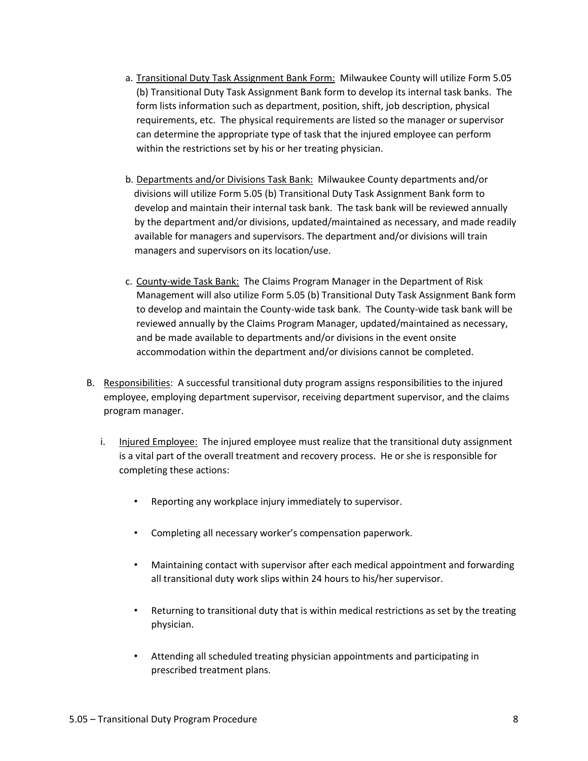a. <u>Transitional Duty Task Assignment Bank Form:</u> Milwaukee County will utilize Form 5.05 (b) Transitional Duty Task Assignment Bank form to develop its internal task banks. The form lists information such as department, position, shift, job description, physical requirements, etc. The physical requirements are listed so the manager or supervisor can determine the appropriate type of task that the injured employee can perform within the restrictions set by his or her treating physician.

b. <u>Departments and/or Divisions Task Bank:</u> Milwaukee County departments and/or divisions will utilize Form 5.05 (b) Transitional Duty Task Assignment Bank form to develop and maintain their internal task bank. The task bank will be reviewed annually by the department and/or divisions, updated/maintained as necessary, and made readily available for managers and supervisors. The department and/or divisions will train managers and supervisors on its location/use.

c. <u>County-wide Task Bank:</u> The Claims Program Manager in the Department of Risk Management will also utilize Form 5.05 (b) Transitional Duty Task Assignment Bank form to develop and maintain the County-wide task bank. The County-wide task bank will be reviewed annually by the Claims Program Manager, updated/maintained as necessary, and be made available to departments and/or divisions in the event onsite accommodation within the department and/or divisions cannot be completed.

B. <u>Responsibilities</u>: A successful transitional duty program assigns responsibilities to the injured employee, employing department supervisor, receiving department supervisor, and the claims program manager.

i. <u>Injured Employee:</u> The injured employee must realize that the transitional duty assignment is a vital part of the overall treatment and recovery process. He or she is responsible for completing these actions:

- Reporting any workplace injury immediately to supervisor.
- Completing all necessary worker's compensation paperwork.
- Maintaining contact with supervisor after each medical appointment and forwarding all transitional duty work slips within 24 hours to his/her supervisor.
- Returning to transitional duty that is within medical restrictions as set by the treating physician.
- Attending all scheduled treating physician appointments and participating in prescribed treatment plans.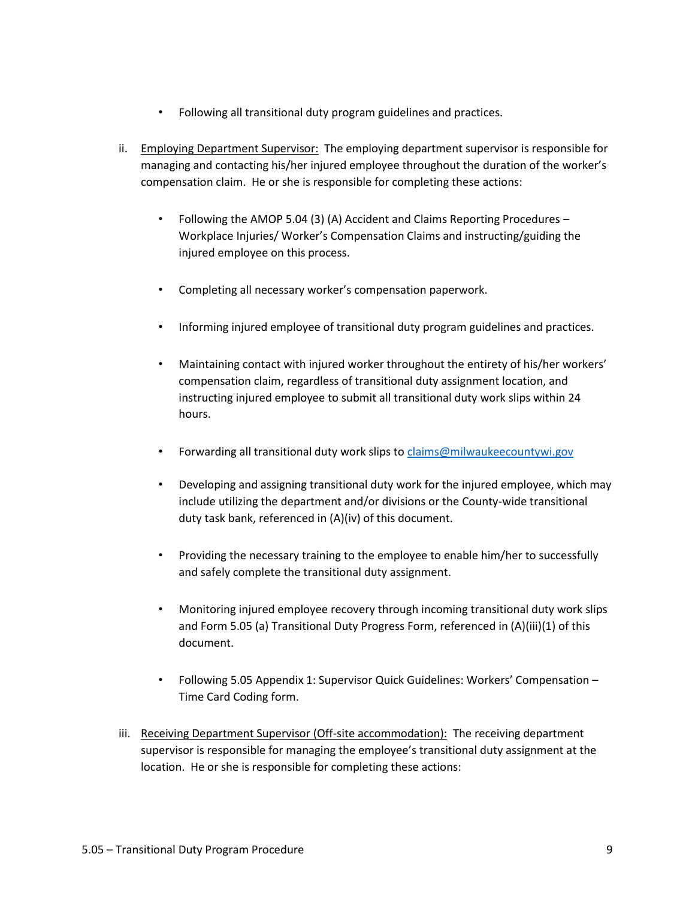- Following all transitional duty program guidelines and practices.

ii. <u>Employing Department Supervisor:</u> The employing department supervisor is responsible for managing and contacting his/her injured employee throughout the duration of the worker's compensation claim. He or she is responsible for completing these actions:

   - Following the AMOP 5.04 (3) (A) Accident and Claims Reporting Procedures – Workplace Injuries/ Worker's Compensation Claims and instructing/guiding the injured employee on this process.
   - Completing all necessary worker's compensation paperwork.
   - Informing injured employee of transitional duty program guidelines and practices.
   - Maintaining contact with injured worker throughout the entirety of his/her workers' compensation claim, regardless of transitional duty assignment location, and instructing injured employee to submit all transitional duty work slips within 24 hours.
   - Forwarding all transitional duty work slips to [claims@milwaukeecountywi.gov](mailto:claims@milwaukeecountywi.gov)
   - Developing and assigning transitional duty work for the injured employee, which may include utilizing the department and/or divisions or the County-wide transitional duty task bank, referenced in (A)(iv) of this document.
   - Providing the necessary training to the employee to enable him/her to successfully and safely complete the transitional duty assignment.
   - Monitoring injured employee recovery through incoming transitional duty work slips and Form 5.05 (a) Transitional Duty Progress Form, referenced in (A)(iii)(1) of this document.
   - Following 5.05 Appendix 1: Supervisor Quick Guidelines: Workers' Compensation – Time Card Coding form.

iii. <u>Receiving Department Supervisor (Off-site accommodation):</u> The receiving department supervisor is responsible for managing the employee's transitional duty assignment at the location. He or she is responsible for completing these actions: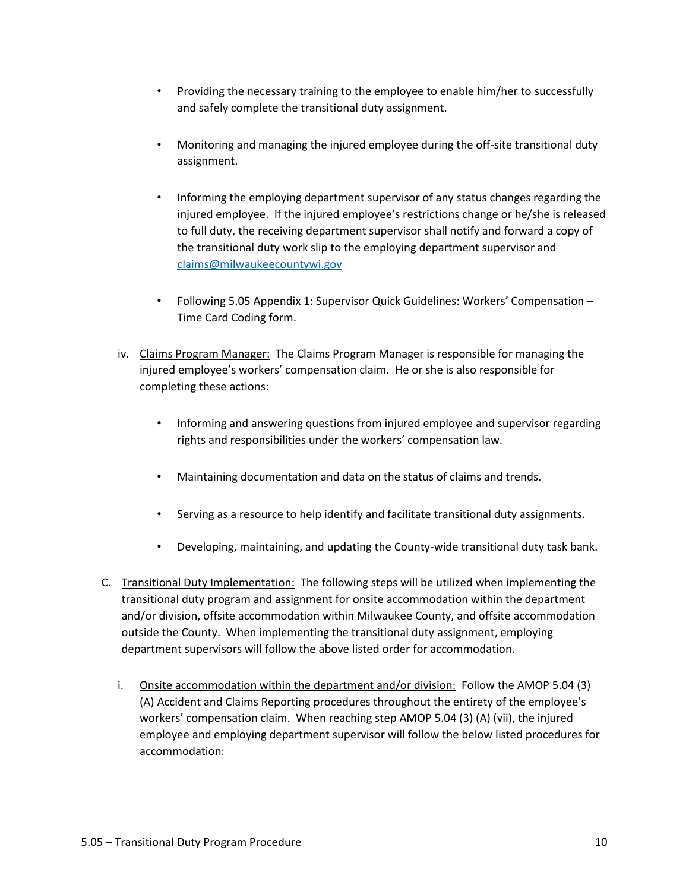- Providing the necessary training to the employee to enable him/her to successfully and safely complete the transitional duty assignment.
- Monitoring and managing the injured employee during the off-site transitional duty assignment.
- Informing the employing department supervisor of any status changes regarding the injured employee. If the injured employee's restrictions change or he/she is released to full duty, the receiving department supervisor shall notify and forward a copy of the transitional duty work slip to the employing department supervisor and claims@milwaukeecountywi.gov
- Following 5.05 Appendix 1: Supervisor Quick Guidelines: Workers' Compensation – Time Card Coding form.

iv. Claims Program Manager: The Claims Program Manager is responsible for managing the injured employee's workers' compensation claim. He or she is also responsible for completing these actions:

- Informing and answering questions from injured employee and supervisor regarding rights and responsibilities under the workers' compensation law.
- Maintaining documentation and data on the status of claims and trends.
- Serving as a resource to help identify and facilitate transitional duty assignments.
- Developing, maintaining, and updating the County-wide transitional duty task bank.

C. Transitional Duty Implementation: The following steps will be utilized when implementing the transitional duty program and assignment for onsite accommodation within the department and/or division, offsite accommodation within Milwaukee County, and offsite accommodation outside the County. When implementing the transitional duty assignment, employing department supervisors will follow the above listed order for accommodation.

i. Onsite accommodation within the department and/or division: Follow the AMOP 5.04 (3) (A) Accident and Claims Reporting procedures throughout the entirety of the employee's workers' compensation claim. When reaching step AMOP 5.04 (3) (A) (vii), the injured employee and employing department supervisor will follow the below listed procedures for accommodation: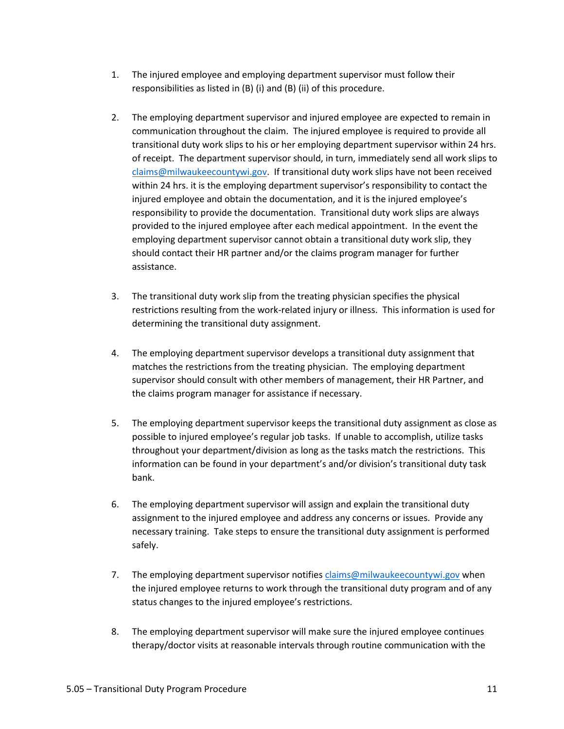1. The injured employee and employing department supervisor must follow their responsibilities as listed in (B) (i) and (B) (ii) of this procedure.

2. The employing department supervisor and injured employee are expected to remain in communication throughout the claim. The injured employee is required to provide all transitional duty work slips to his or her employing department supervisor within 24 hrs. of receipt. The department supervisor should, in turn, immediately send all work slips to [claims@milwaukeecountywi.gov](mailto:claims@milwaukeecountywi.gov). If transitional duty work slips have not been received within 24 hrs. it is the employing department supervisor's responsibility to contact the injured employee and obtain the documentation, and it is the injured employee's responsibility to provide the documentation. Transitional duty work slips are always provided to the injured employee after each medical appointment. In the event the employing department supervisor cannot obtain a transitional duty work slip, they should contact their HR partner and/or the claims program manager for further assistance.

3. The transitional duty work slip from the treating physician specifies the physical restrictions resulting from the work-related injury or illness. This information is used for determining the transitional duty assignment.

4. The employing department supervisor develops a transitional duty assignment that matches the restrictions from the treating physician. The employing department supervisor should consult with other members of management, their HR Partner, and the claims program manager for assistance if necessary.

5. The employing department supervisor keeps the transitional duty assignment as close as possible to injured employee's regular job tasks. If unable to accomplish, utilize tasks throughout your department/division as long as the tasks match the restrictions. This information can be found in your department's and/or division's transitional duty task bank.

6. The employing department supervisor will assign and explain the transitional duty assignment to the injured employee and address any concerns or issues. Provide any necessary training. Take steps to ensure the transitional duty assignment is performed safely.

7. The employing department supervisor notifies [claims@milwaukeecountywi.gov](mailto:claims@milwaukeecountywi.gov) when the injured employee returns to work through the transitional duty program and of any status changes to the injured employee's restrictions.

8. The employing department supervisor will make sure the injured employee continues therapy/doctor visits at reasonable intervals through routine communication with the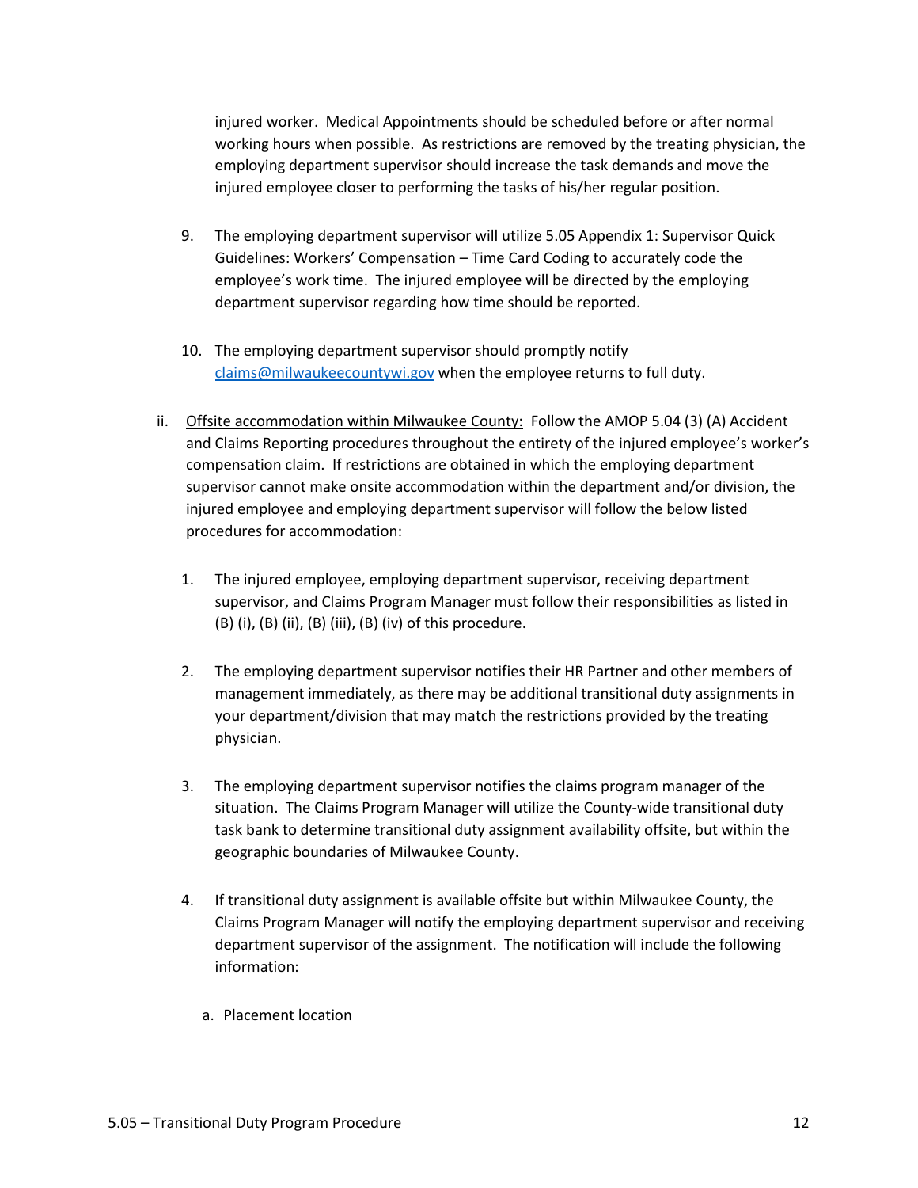injured worker. Medical Appointments should be scheduled before or after normal working hours when possible. As restrictions are removed by the treating physician, the employing department supervisor should increase the task demands and move the injured employee closer to performing the tasks of his/her regular position.

9. The employing department supervisor will utilize 5.05 Appendix 1: Supervisor Quick Guidelines: Workers' Compensation – Time Card Coding to accurately code the employee's work time. The injured employee will be directed by the employing department supervisor regarding how time should be reported.

10. The employing department supervisor should promptly notify [claims@milwaukeecountywi.gov](mailto:claims@milwaukeecountywi.gov) when the employee returns to full duty.

ii. <u>Offsite accommodation within Milwaukee County:</u> Follow the AMOP 5.04 (3) (A) Accident and Claims Reporting procedures throughout the entirety of the injured employee's worker's compensation claim. If restrictions are obtained in which the employing department supervisor cannot make onsite accommodation within the department and/or division, the injured employee and employing department supervisor will follow the below listed procedures for accommodation:

   1. The injured employee, employing department supervisor, receiving department supervisor, and Claims Program Manager must follow their responsibilities as listed in (B) (i), (B) (ii), (B) (iii), (B) (iv) of this procedure.

   2. The employing department supervisor notifies their HR Partner and other members of management immediately, as there may be additional transitional duty assignments in your department/division that may match the restrictions provided by the treating physician.

   3. The employing department supervisor notifies the claims program manager of the situation. The Claims Program Manager will utilize the County-wide transitional duty task bank to determine transitional duty assignment availability offsite, but within the geographic boundaries of Milwaukee County.

   4. If transitional duty assignment is available offsite but within Milwaukee County, the Claims Program Manager will notify the employing department supervisor and receiving department supervisor of the assignment. The notification will include the following information:

      a. Placement location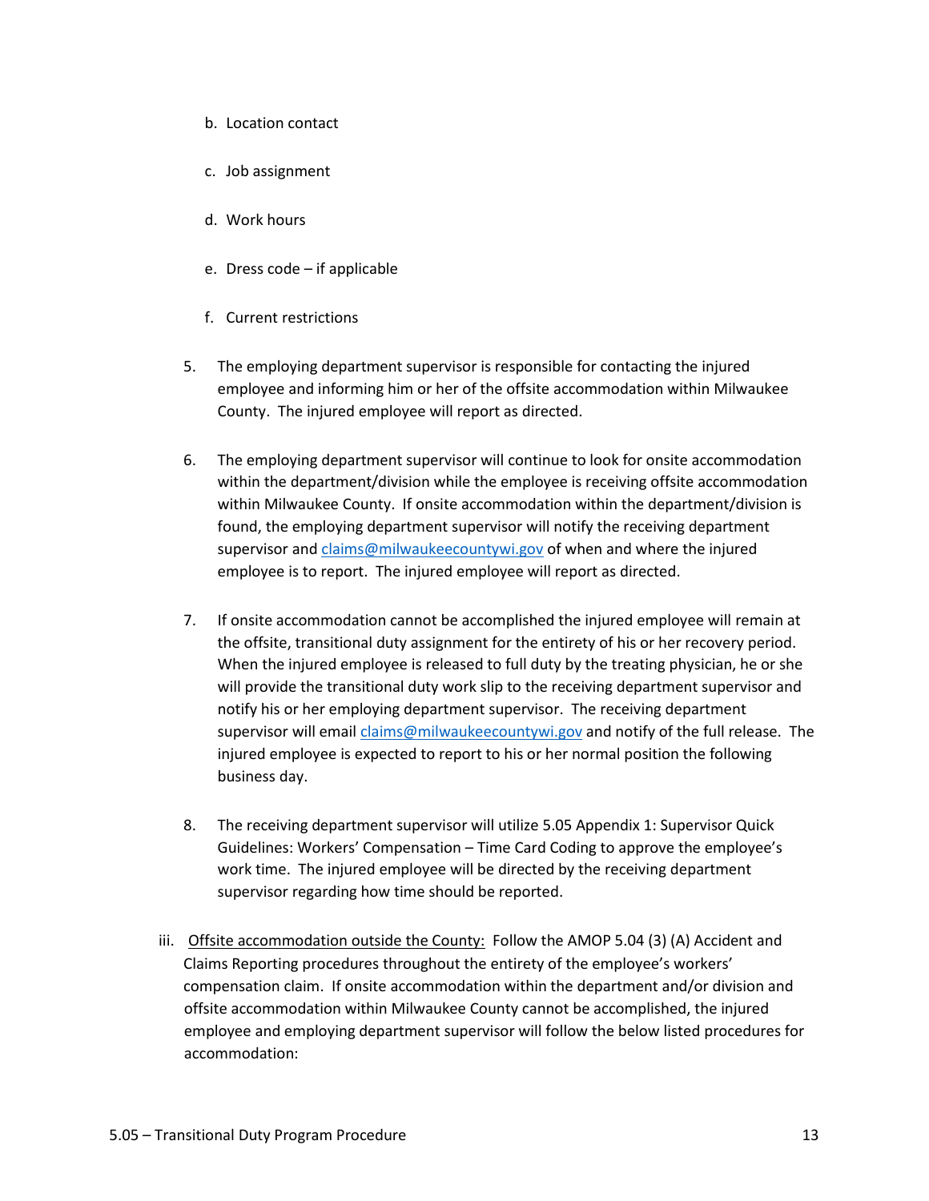b. Location contact

   c. Job assignment

   d. Work hours

   e. Dress code – if applicable

   f. Current restrictions

5. The employing department supervisor is responsible for contacting the injured employee and informing him or her of the offsite accommodation within Milwaukee County. The injured employee will report as directed.

6. The employing department supervisor will continue to look for onsite accommodation within the department/division while the employee is receiving offsite accommodation within Milwaukee County. If onsite accommodation within the department/division is found, the employing department supervisor will notify the receiving department supervisor and [claims@milwaukeecountywi.gov](mailto:claims@milwaukeecountywi.gov) of when and where the injured employee is to report. The injured employee will report as directed.

7. If onsite accommodation cannot be accomplished the injured employee will remain at the offsite, transitional duty assignment for the entirety of his or her recovery period. When the injured employee is released to full duty by the treating physician, he or she will provide the transitional duty work slip to the receiving department supervisor and notify his or her employing department supervisor. The receiving department supervisor will email [claims@milwaukeecountywi.gov](mailto:claims@milwaukeecountywi.gov) and notify of the full release. The injured employee is expected to report to his or her normal position the following business day.

8. The receiving department supervisor will utilize 5.05 Appendix 1: Supervisor Quick Guidelines: Workers' Compensation – Time Card Coding to approve the employee's work time. The injured employee will be directed by the receiving department supervisor regarding how time should be reported.

iii. <u>Offsite accommodation outside the County:</u> Follow the AMOP 5.04 (3) (A) Accident and Claims Reporting procedures throughout the entirety of the employee's workers' compensation claim. If onsite accommodation within the department and/or division and offsite accommodation within Milwaukee County cannot be accomplished, the injured employee and employing department supervisor will follow the below listed procedures for accommodation: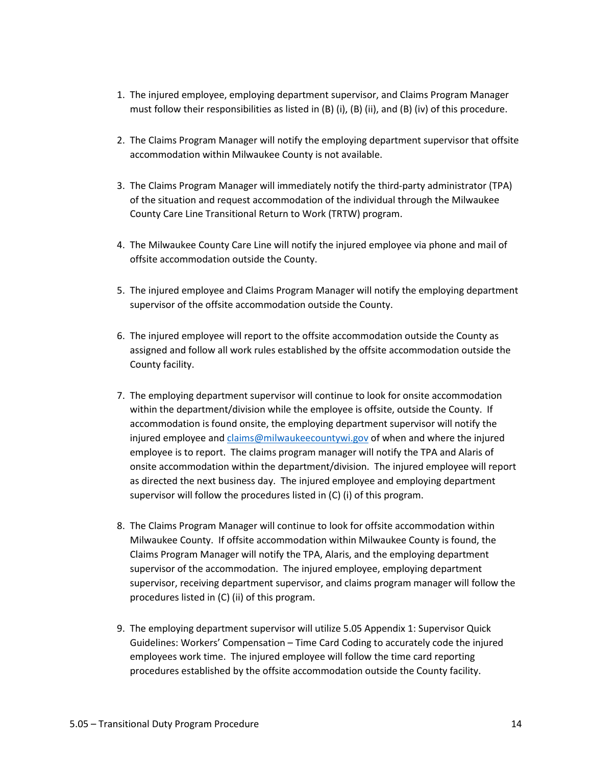1. The injured employee, employing department supervisor, and Claims Program Manager must follow their responsibilities as listed in (B) (i), (B) (ii), and (B) (iv) of this procedure.

2. The Claims Program Manager will notify the employing department supervisor that offsite accommodation within Milwaukee County is not available.

3. The Claims Program Manager will immediately notify the third-party administrator (TPA) of the situation and request accommodation of the individual through the Milwaukee County Care Line Transitional Return to Work (TRTW) program.

4. The Milwaukee County Care Line will notify the injured employee via phone and mail of offsite accommodation outside the County.

5. The injured employee and Claims Program Manager will notify the employing department supervisor of the offsite accommodation outside the County.

6. The injured employee will report to the offsite accommodation outside the County as assigned and follow all work rules established by the offsite accommodation outside the County facility.

7. The employing department supervisor will continue to look for onsite accommodation within the department/division while the employee is offsite, outside the County. If accommodation is found onsite, the employing department supervisor will notify the injured employee and [claims@milwaukeecountywi.gov](mailto:claims@milwaukeecountywi.gov) of when and where the injured employee is to report. The claims program manager will notify the TPA and Alaris of onsite accommodation within the department/division. The injured employee will report as directed the next business day. The injured employee and employing department supervisor will follow the procedures listed in (C) (i) of this program.

8. The Claims Program Manager will continue to look for offsite accommodation within Milwaukee County. If offsite accommodation within Milwaukee County is found, the Claims Program Manager will notify the TPA, Alaris, and the employing department supervisor of the accommodation. The injured employee, employing department supervisor, receiving department supervisor, and claims program manager will follow the procedures listed in (C) (ii) of this program.

9. The employing department supervisor will utilize 5.05 Appendix 1: Supervisor Quick Guidelines: Workers' Compensation – Time Card Coding to accurately code the injured employees work time. The injured employee will follow the time card reporting procedures established by the offsite accommodation outside the County facility.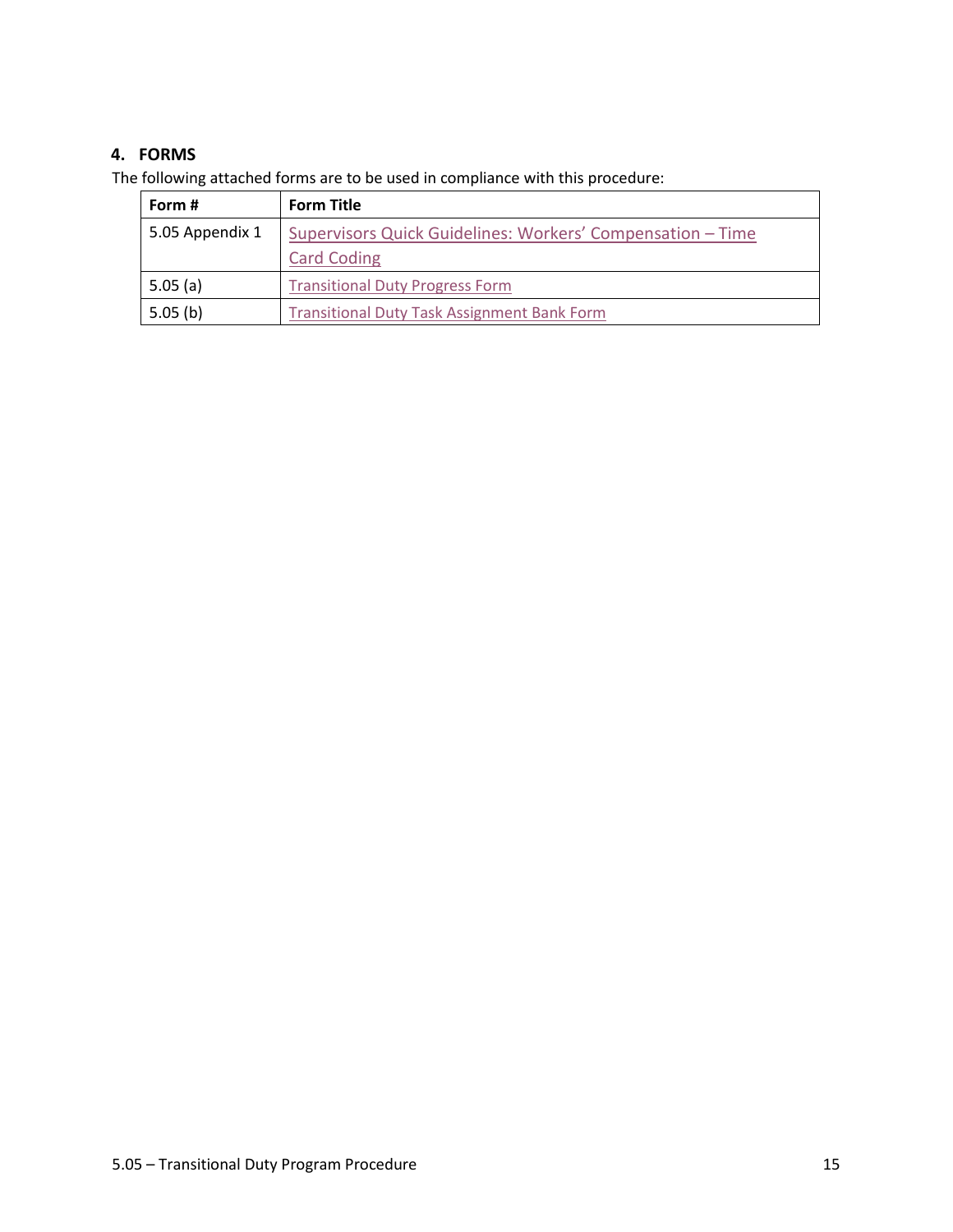## 4. FORMS

The following attached forms are to be used in compliance with this procedure:

| Form # | Form Title |
|---|---|
| 5.05 Appendix 1 | Supervisors Quick Guidelines: Workers' Compensation – Time Card Coding |
| 5.05 (a) | Transitional Duty Progress Form |
| 5.05 (b) | Transitional Duty Task Assignment Bank Form |